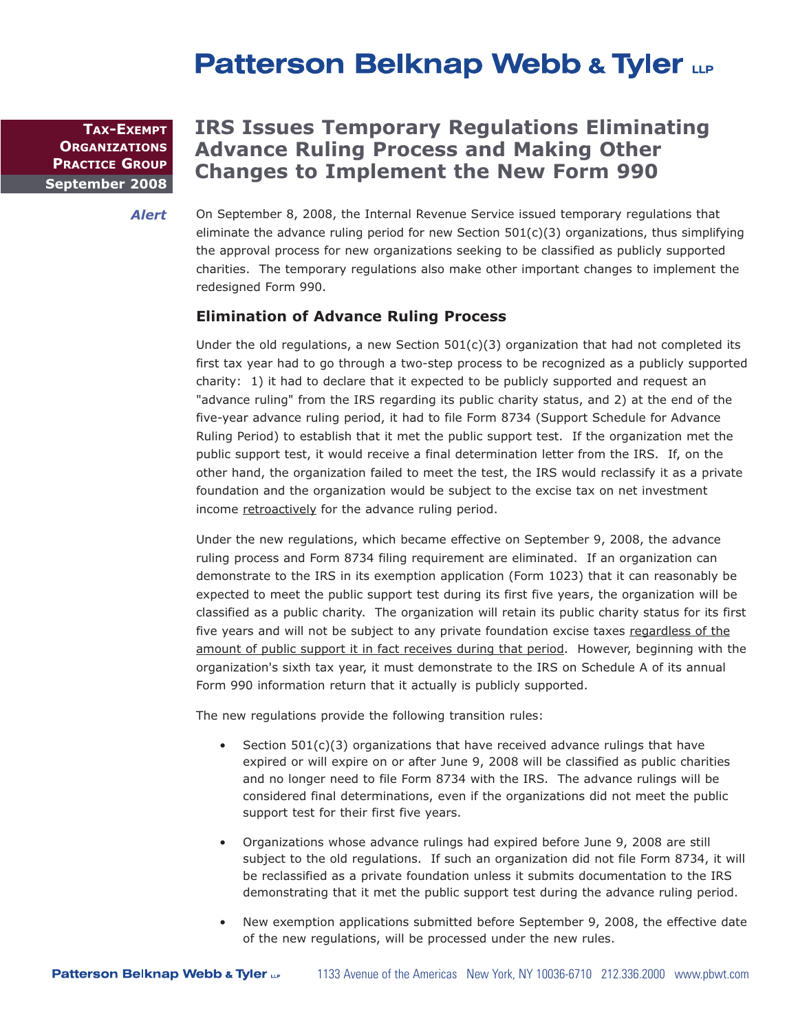# Patterson Belknap Webb & Tyler LLP

**Tax-Exempt Organizations Practice Group**
**September 2008**

*Alert*

## IRS Issues Temporary Regulations Eliminating Advance Ruling Process and Making Other Changes to Implement the New Form 990

On September 8, 2008, the Internal Revenue Service issued temporary regulations that eliminate the advance ruling period for new Section 501(c)(3) organizations, thus simplifying the approval process for new organizations seeking to be classified as publicly supported charities. The temporary regulations also make other important changes to implement the redesigned Form 990.

### Elimination of Advance Ruling Process

Under the old regulations, a new Section 501(c)(3) organization that had not completed its first tax year had to go through a two-step process to be recognized as a publicly supported charity: 1) it had to declare that it expected to be publicly supported and request an "advance ruling" from the IRS regarding its public charity status, and 2) at the end of the five-year advance ruling period, it had to file Form 8734 (Support Schedule for Advance Ruling Period) to establish that it met the public support test. If the organization met the public support test, it would receive a final determination letter from the IRS. If, on the other hand, the organization failed to meet the test, the IRS would reclassify it as a private foundation and the organization would be subject to the excise tax on net investment income retroactively for the advance ruling period.

Under the new regulations, which became effective on September 9, 2008, the advance ruling process and Form 8734 filing requirement are eliminated. If an organization can demonstrate to the IRS in its exemption application (Form 1023) that it can reasonably be expected to meet the public support test during its first five years, the organization will be classified as a public charity. The organization will retain its public charity status for its first five years and will not be subject to any private foundation excise taxes regardless of the amount of public support it in fact receives during that period. However, beginning with the organization's sixth tax year, it must demonstrate to the IRS on Schedule A of its annual Form 990 information return that it actually is publicly supported.

The new regulations provide the following transition rules:

- Section 501(c)(3) organizations that have received advance rulings that have expired or will expire on or after June 9, 2008 will be classified as public charities and no longer need to file Form 8734 with the IRS. The advance rulings will be considered final determinations, even if the organizations did not meet the public support test for their first five years.
- Organizations whose advance rulings had expired before June 9, 2008 are still subject to the old regulations. If such an organization did not file Form 8734, it will be reclassified as a private foundation unless it submits documentation to the IRS demonstrating that it met the public support test during the advance ruling period.
- New exemption applications submitted before September 9, 2008, the effective date of the new regulations, will be processed under the new rules.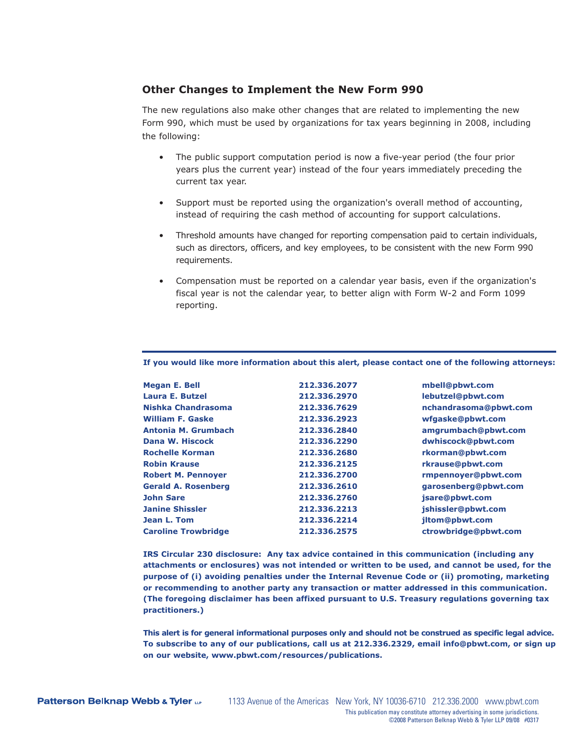## Other Changes to Implement the New Form 990

The new regulations also make other changes that are related to implementing the new Form 990, which must be used by organizations for tax years beginning in 2008, including the following:

- The public support computation period is now a five-year period (the four prior years plus the current year) instead of the four years immediately preceding the current tax year.
- Support must be reported using the organization's overall method of accounting, instead of requiring the cash method of accounting for support calculations.
- Threshold amounts have changed for reporting compensation paid to certain individuals, such as directors, officers, and key employees, to be consistent with the new Form 990 requirements.
- Compensation must be reported on a calendar year basis, even if the organization's fiscal year is not the calendar year, to better align with Form W-2 and Form 1099 reporting.

**If you would like more information about this alert, please contact one of the following attorneys:**

| | | |
|---|---|---|
| **Megan E. Bell** | **212.336.2077** | **mbell@pbwt.com** |
| **Laura E. Butzel** | **212.336.2970** | **lebutzel@pbwt.com** |
| **Nishka Chandrasoma** | **212.336.7629** | **nchandrasoma@pbwt.com** |
| **William F. Gaske** | **212.336.2923** | **wfgaske@pbwt.com** |
| **Antonia M. Grumbach** | **212.336.2840** | **amgrumbach@pbwt.com** |
| **Dana W. Hiscock** | **212.336.2290** | **dwhiscock@pbwt.com** |
| **Rochelle Korman** | **212.336.2680** | **rkorman@pbwt.com** |
| **Robin Krause** | **212.336.2125** | **rkrause@pbwt.com** |
| **Robert M. Pennoyer** | **212.336.2700** | **rmpennoyer@pbwt.com** |
| **Gerald A. Rosenberg** | **212.336.2610** | **garosenberg@pbwt.com** |
| **John Sare** | **212.336.2760** | **jsare@pbwt.com** |
| **Janine Shissler** | **212.336.2213** | **jshissler@pbwt.com** |
| **Jean L. Tom** | **212.336.2214** | **jltom@pbwt.com** |
| **Caroline Trowbridge** | **212.336.2575** | **ctrowbridge@pbwt.com** |

**IRS Circular 230 disclosure: Any tax advice contained in this communication (including any attachments or enclosures) was not intended or written to be used, and cannot be used, for the purpose of (i) avoiding penalties under the Internal Revenue Code or (ii) promoting, marketing or recommending to another party any transaction or matter addressed in this communication. (The foregoing disclaimer has been affixed pursuant to U.S. Treasury regulations governing tax practitioners.)**

**This alert is for general informational purposes only and should not be construed as specific legal advice. To subscribe to any of our publications, call us at 212.336.2329, email info@pbwt.com, or sign up on our website, www.pbwt.com/resources/publications.**

**Patterson Belknap Webb & Tyler LLP** 1133 Avenue of the Americas New York, NY 10036-6710 212.336.2000 www.pbwt.com

This publication may constitute attorney advertising in some jurisdictions.
©2008 Patterson Belknap Webb & Tyler LLP 09/08 #0317